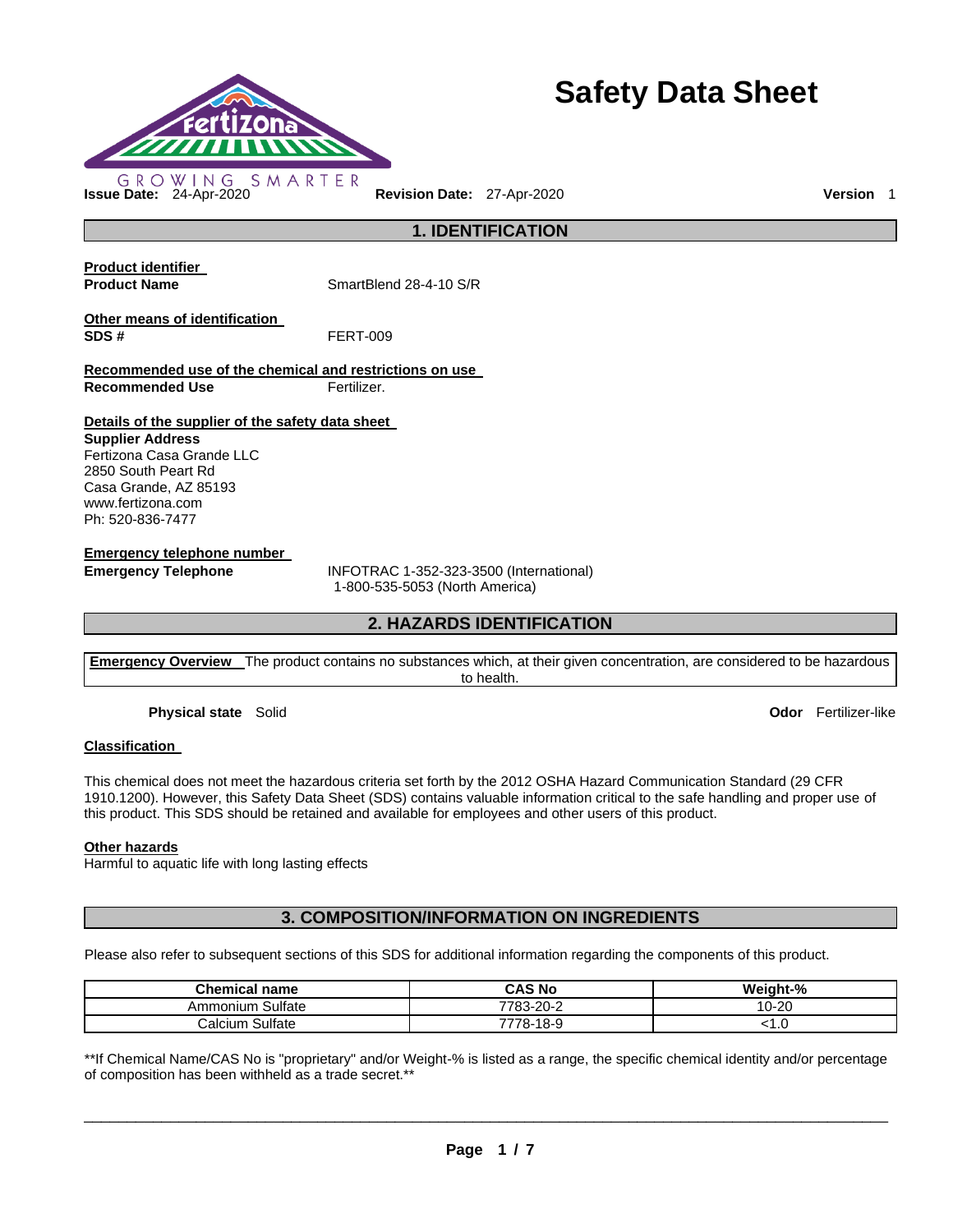# Safety Data Sheet

Fertizona GROWING SMARTER

**Issue Date:** 24-Apr-2020 **Revision Date:** 27-Apr-2020 **Version** 1

## 1. IDENTIFICATION

**Product identifier**

**Product Name** SmartBlend 28-4-10 S/R

**Other means of identification**

**SDS #** FERT-009

**Recommended use of the chemical and restrictions on use**

**Recommended Use** Fertilizer.

**Details of the supplier of the safety data sheet**

**Supplier Address**
Fertizona Casa Grande LLC
2850 South Peart Rd
Casa Grande, AZ 85193
www.fertizona.com
Ph: 520-836-7477

**Emergency telephone number**

**Emergency Telephone** INFOTRAC 1-352-323-3500 (International)
1-800-535-5053 (North America)

## 2. HAZARDS IDENTIFICATION

**Emergency Overview** The product contains no substances which, at their given concentration, are considered to be hazardous to health.

**Physical state** Solid **Odor** Fertilizer-like

**Classification**

This chemical does not meet the hazardous criteria set forth by the 2012 OSHA Hazard Communication Standard (29 CFR 1910.1200). However, this Safety Data Sheet (SDS) contains valuable information critical to the safe handling and proper use of this product. This SDS should be retained and available for employees and other users of this product.

**Other hazards**
Harmful to aquatic life with long lasting effects

## 3. COMPOSITION/INFORMATION ON INGREDIENTS

Please also refer to subsequent sections of this SDS for additional information regarding the components of this product.

| Chemical name | CAS No | Weight-% |
|---|---|---|
| Ammonium Sulfate | 7783-20-2 | 10-20 |
| Calcium Sulfate | 7778-18-9 | <1.0 |

**If Chemical Name/CAS No is "proprietary" and/or Weight-% is listed as a range, the specific chemical identity and/or percentage of composition has been withheld as a trade secret.**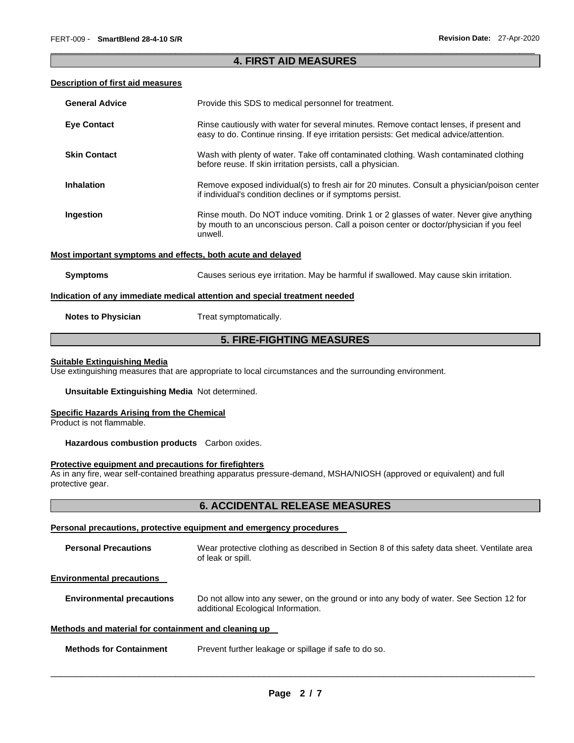## 4. FIRST AID MEASURES

### Description of first aid measures

| | |
|---|---|
| **General Advice** | Provide this SDS to medical personnel for treatment. |
| **Eye Contact** | Rinse cautiously with water for several minutes. Remove contact lenses, if present and easy to do. Continue rinsing. If eye irritation persists: Get medical advice/attention. |
| **Skin Contact** | Wash with plenty of water. Take off contaminated clothing. Wash contaminated clothing before reuse. If skin irritation persists, call a physician. |
| **Inhalation** | Remove exposed individual(s) to fresh air for 20 minutes. Consult a physician/poison center if individual's condition declines or if symptoms persist. |
| **Ingestion** | Rinse mouth. Do NOT induce vomiting. Drink 1 or 2 glasses of water. Never give anything by mouth to an unconscious person. Call a poison center or doctor/physician if you feel unwell. |

### Most important symptoms and effects, both acute and delayed

| | |
|---|---|
| **Symptoms** | Causes serious eye irritation. May be harmful if swallowed. May cause skin irritation. |

### Indication of any immediate medical attention and special treatment needed

| | |
|---|---|
| **Notes to Physician** | Treat symptomatically. |

## 5. FIRE-FIGHTING MEASURES

### Suitable Extinguishing Media

Use extinguishing measures that are appropriate to local circumstances and the surrounding environment.

**Unsuitable Extinguishing Media** Not determined.

### Specific Hazards Arising from the Chemical

Product is not flammable.

**Hazardous combustion products** Carbon oxides.

### Protective equipment and precautions for firefighters

As in any fire, wear self-contained breathing apparatus pressure-demand, MSHA/NIOSH (approved or equivalent) and full protective gear.

## 6. ACCIDENTAL RELEASE MEASURES

### Personal precautions, protective equipment and emergency procedures

| | |
|---|---|
| **Personal Precautions** | Wear protective clothing as described in Section 8 of this safety data sheet. Ventilate area of leak or spill. |

### Environmental precautions

| | |
|---|---|
| **Environmental precautions** | Do not allow into any sewer, on the ground or into any body of water. See Section 12 for additional Ecological Information. |

### Methods and material for containment and cleaning up

| | |
|---|---|
| **Methods for Containment** | Prevent further leakage or spillage if safe to do so. |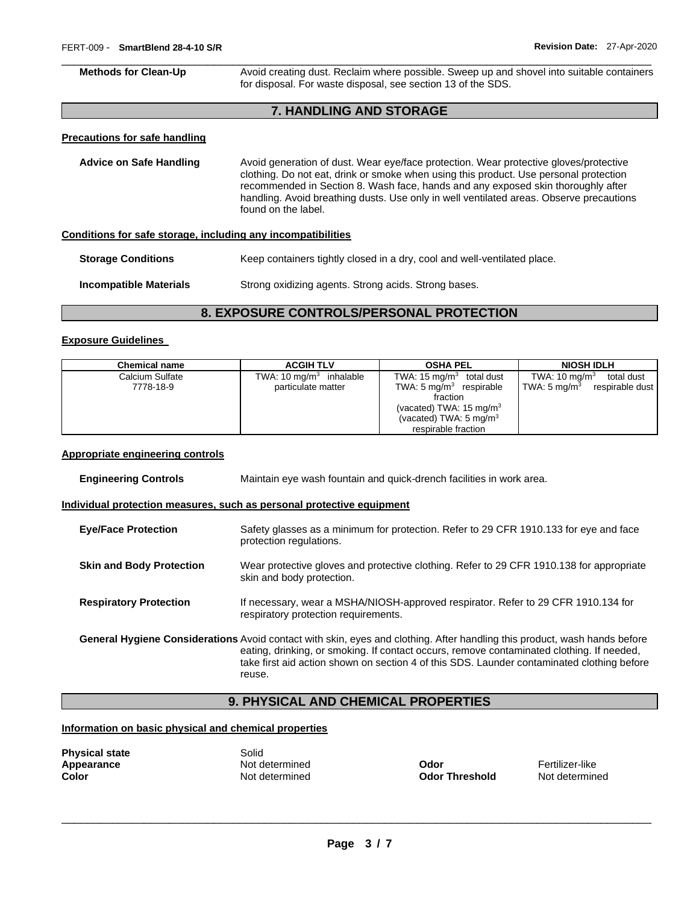**Methods for Clean-Up** Avoid creating dust. Reclaim where possible. Sweep up and shovel into suitable containers for disposal. For waste disposal, see section 13 of the SDS.

## 7. HANDLING AND STORAGE

### Precautions for safe handling

**Advice on Safe Handling** Avoid generation of dust. Wear eye/face protection. Wear protective gloves/protective clothing. Do not eat, drink or smoke when using this product. Use personal protection recommended in Section 8. Wash face, hands and any exposed skin thoroughly after handling. Avoid breathing dusts. Use only in well ventilated areas. Observe precautions found on the label.

### Conditions for safe storage, including any incompatibilities

**Storage Conditions** Keep containers tightly closed in a dry, cool and well-ventilated place.

**Incompatible Materials** Strong oxidizing agents. Strong acids. Strong bases.

## 8. EXPOSURE CONTROLS/PERSONAL PROTECTION

### Exposure Guidelines

| Chemical name | ACGIH TLV | OSHA PEL | NIOSH IDLH |
|---|---|---|---|
| Calcium Sulfate 7778-18-9 | TWA: 10 mg/m$^3$ inhalable particulate matter | TWA: 15 mg/m$^3$ total dust TWA: 5 mg/m$^3$ respirable fraction (vacated) TWA: 15 mg/m$^3$ (vacated) TWA: 5 mg/m$^3$ respirable fraction | TWA: 10 mg/m$^3$ total dust TWA: 5 mg/m$^3$ respirable dust |

### Appropriate engineering controls

**Engineering Controls** Maintain eye wash fountain and quick-drench facilities in work area.

### Individual protection measures, such as personal protective equipment

**Eye/Face Protection** Safety glasses as a minimum for protection. Refer to 29 CFR 1910.133 for eye and face protection regulations.

**Skin and Body Protection** Wear protective gloves and protective clothing. Refer to 29 CFR 1910.138 for appropriate skin and body protection.

**Respiratory Protection** If necessary, wear a MSHA/NIOSH-approved respirator. Refer to 29 CFR 1910.134 for respiratory protection requirements.

**General Hygiene Considerations** Avoid contact with skin, eyes and clothing. After handling this product, wash hands before eating, drinking, or smoking. If contact occurs, remove contaminated clothing. If needed, take first aid action shown on section 4 of this SDS. Launder contaminated clothing before reuse.

## 9. PHYSICAL AND CHEMICAL PROPERTIES

### Information on basic physical and chemical properties

**Physical state** Solid

**Appearance** Not determined

**Color** Not determined

**Odor** Fertilizer-like

**Odor Threshold** Not determined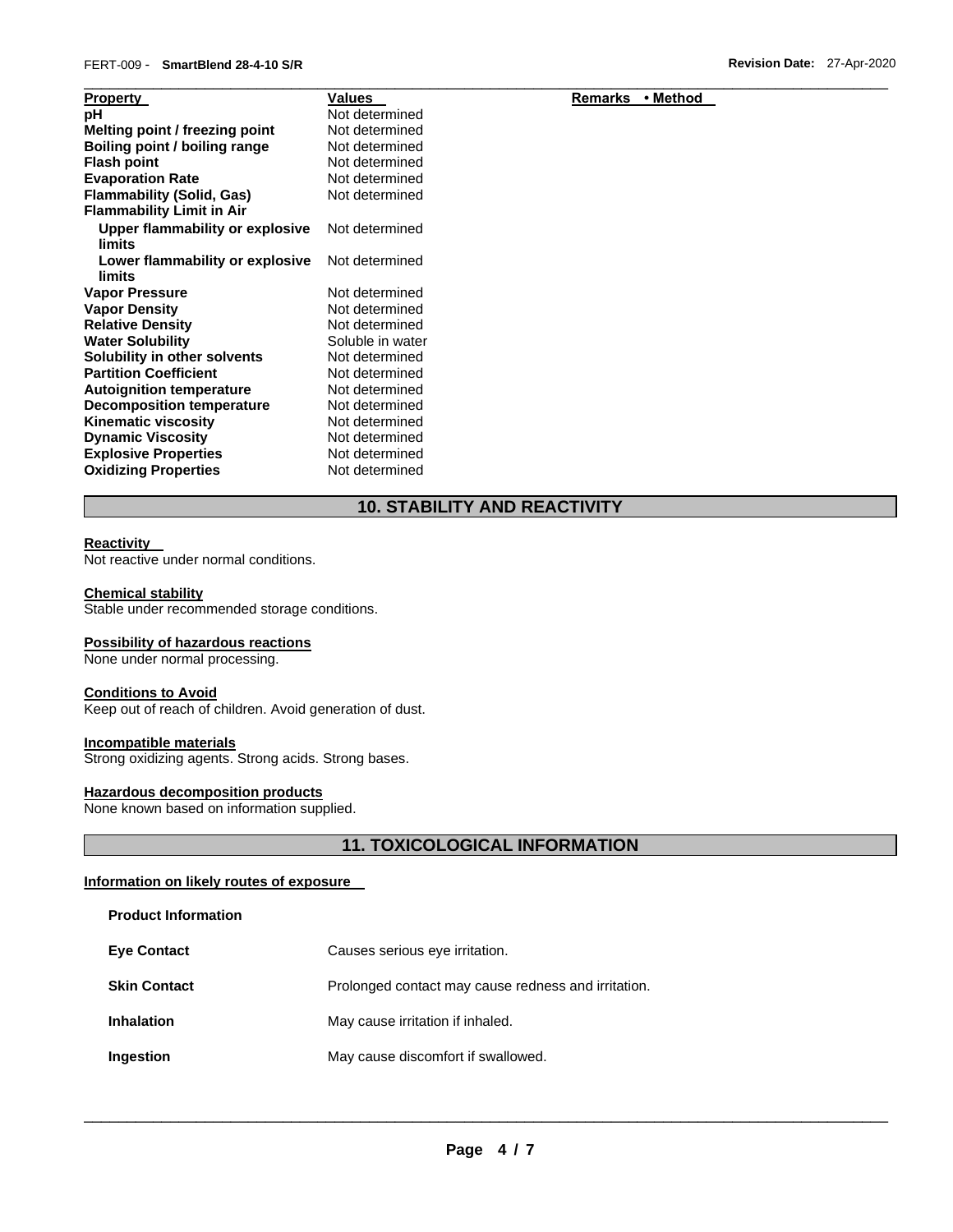| Property | Values | Remarks • Method |
|---|---|---|
| **pH** | Not determined | |
| **Melting point / freezing point** | Not determined | |
| **Boiling point / boiling range** | Not determined | |
| **Flash point** | Not determined | |
| **Evaporation Rate** | Not determined | |
| **Flammability (Solid, Gas)** | Not determined | |
| **Flammability Limit in Air** | | |
| **Upper flammability or explosive limits** | Not determined | |
| **Lower flammability or explosive limits** | Not determined | |
| **Vapor Pressure** | Not determined | |
| **Vapor Density** | Not determined | |
| **Relative Density** | Not determined | |
| **Water Solubility** | Soluble in water | |
| **Solubility in other solvents** | Not determined | |
| **Partition Coefficient** | Not determined | |
| **Autoignition temperature** | Not determined | |
| **Decomposition temperature** | Not determined | |
| **Kinematic viscosity** | Not determined | |
| **Dynamic Viscosity** | Not determined | |
| **Explosive Properties** | Not determined | |
| **Oxidizing Properties** | Not determined | |

## 10. STABILITY AND REACTIVITY

**Reactivity**
Not reactive under normal conditions.

**Chemical stability**
Stable under recommended storage conditions.

**Possibility of hazardous reactions**
None under normal processing.

**Conditions to Avoid**
Keep out of reach of children. Avoid generation of dust.

**Incompatible materials**
Strong oxidizing agents. Strong acids. Strong bases.

**Hazardous decomposition products**
None known based on information supplied.

## 11. TOXICOLOGICAL INFORMATION

**Information on likely routes of exposure**

**Product Information**

| | |
|---|---|
| **Eye Contact** | Causes serious eye irritation. |
| **Skin Contact** | Prolonged contact may cause redness and irritation. |
| **Inhalation** | May cause irritation if inhaled. |
| **Ingestion** | May cause discomfort if swallowed. |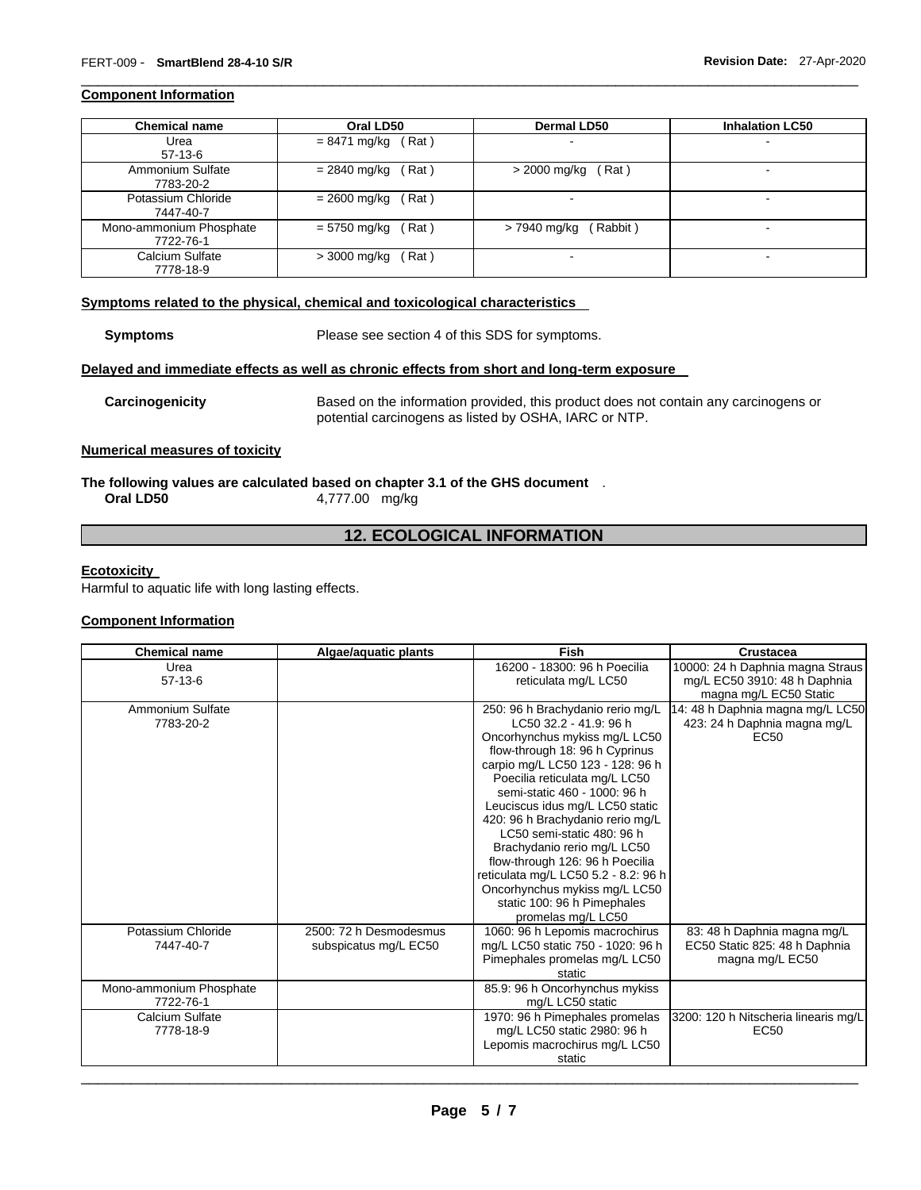### Component Information

| Chemical name | Oral LD50 | Dermal LD50 | Inhalation LC50 |
|---|---|---|---|
| Urea<br>57-13-6 | = 8471 mg/kg ( Rat ) | - | - |
| Ammonium Sulfate<br>7783-20-2 | = 2840 mg/kg ( Rat ) | > 2000 mg/kg ( Rat ) | - |
| Potassium Chloride<br>7447-40-7 | = 2600 mg/kg ( Rat ) | - | - |
| Mono-ammonium Phosphate<br>7722-76-1 | = 5750 mg/kg ( Rat ) | > 7940 mg/kg ( Rabbit ) | - |
| Calcium Sulfate<br>7778-18-9 | > 3000 mg/kg ( Rat ) | - | - |

### Symptoms related to the physical, chemical and toxicological characteristics

**Symptoms** Please see section 4 of this SDS for symptoms.

### Delayed and immediate effects as well as chronic effects from short and long-term exposure

**Carcinogenicity** Based on the information provided, this product does not contain any carcinogens or potential carcinogens as listed by OSHA, IARC or NTP.

### Numerical measures of toxicity

**The following values are calculated based on chapter 3.1 of the GHS document** .

**Oral LD50** 4,777.00 mg/kg

## 12. ECOLOGICAL INFORMATION

### Ecotoxicity

Harmful to aquatic life with long lasting effects.

### Component Information

| Chemical name | Algae/aquatic plants | Fish | Crustacea |
|---|---|---|---|
| Urea<br>57-13-6 | | 16200 - 18300: 96 h Poecilia reticulata mg/L LC50 | 10000: 24 h Daphnia magna Straus mg/L EC50 3910: 48 h Daphnia magna mg/L EC50 Static |
| Ammonium Sulfate<br>7783-20-2 | | 250: 96 h Brachydanio rerio mg/L LC50 32.2 - 41.9: 96 h Oncorhynchus mykiss mg/L LC50 flow-through 18: 96 h Cyprinus carpio mg/L LC50 123 - 128: 96 h Poecilia reticulata mg/L LC50 semi-static 460 - 1000: 96 h Leuciscus idus mg/L LC50 static 420: 96 h Brachydanio rerio mg/L LC50 semi-static 480: 96 h Brachydanio rerio mg/L LC50 flow-through 126: 96 h Poecilia reticulata mg/L LC50 5.2 - 8.2: 96 h Oncorhynchus mykiss mg/L LC50 static 100: 96 h Pimephales promelas mg/L LC50 | 14: 48 h Daphnia magna mg/L LC50 423: 24 h Daphnia magna mg/L EC50 |
| Potassium Chloride<br>7447-40-7 | 2500: 72 h Desmodesmus subspicatus mg/L EC50 | 1060: 96 h Lepomis macrochirus mg/L LC50 static 750 - 1020: 96 h Pimephales promelas mg/L LC50 static | 83: 48 h Daphnia magna mg/L EC50 Static 825: 48 h Daphnia magna mg/L EC50 |
| Mono-ammonium Phosphate<br>7722-76-1 | | 85.9: 96 h Oncorhynchus mykiss mg/L LC50 static | |
| Calcium Sulfate<br>7778-18-9 | | 1970: 96 h Pimephales promelas mg/L LC50 static 2980: 96 h Lepomis macrochirus mg/L LC50 static | 3200: 120 h Nitscheria linearis mg/L EC50 |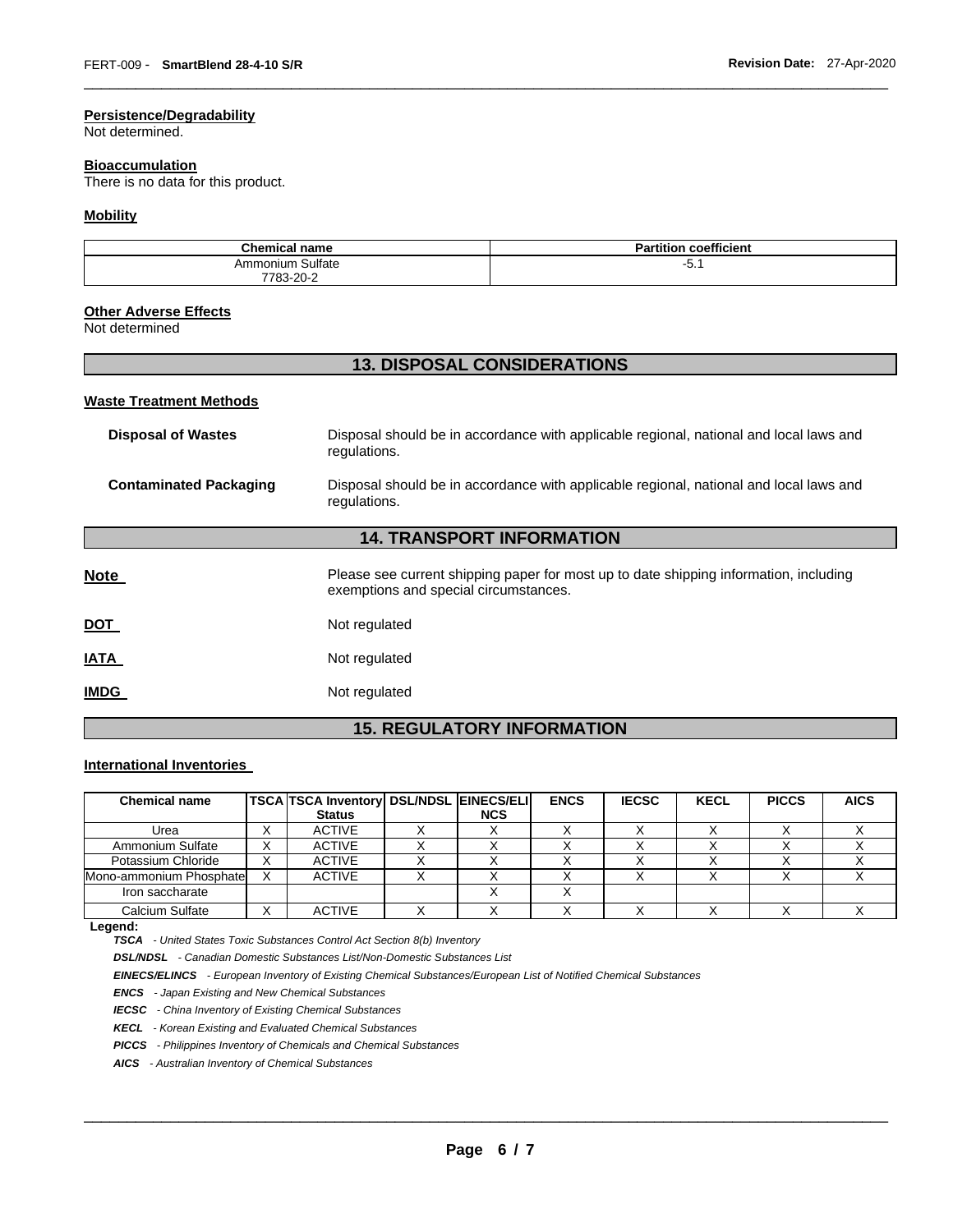#### Persistence/Degradability

Not determined.

#### Bioaccumulation

There is no data for this product.

#### Mobility

| Chemical name | Partition coefficient |
|---|---|
| Ammonium Sulfate 7783-20-2 | -5.1 |

#### Other Adverse Effects

Not determined

## 13. DISPOSAL CONSIDERATIONS

#### Waste Treatment Methods

**Disposal of Wastes** Disposal should be in accordance with applicable regional, national and local laws and regulations.

**Contaminated Packaging** Disposal should be in accordance with applicable regional, national and local laws and regulations.

## 14. TRANSPORT INFORMATION

**Note** Please see current shipping paper for most up to date shipping information, including exemptions and special circumstances.

**DOT** Not regulated

**IATA** Not regulated

**IMDG** Not regulated

## 15. REGULATORY INFORMATION

#### International Inventories

| Chemical name | TSCA | TSCA Inventory Status | DSL/NDSL | EINECS/ELINCS | ENCS | IECSC | KECL | PICCS | AICS |
|---|---|---|---|---|---|---|---|---|---|
| Urea | X | ACTIVE | X | X | X | X | X | X | X |
| Ammonium Sulfate | X | ACTIVE | X | X | X | X | X | X | X |
| Potassium Chloride | X | ACTIVE | X | X | X | X | X | X | X |
| Mono-ammonium Phosphate | X | ACTIVE | X | X | X | X | X | X | X |
| Iron saccharate | | | | X | X | | | | |
| Calcium Sulfate | X | ACTIVE | X | X | X | X | X | X | X |

**Legend:**

***TSCA*** *- United States Toxic Substances Control Act Section 8(b) Inventory*

***DSL/NDSL*** *- Canadian Domestic Substances List/Non-Domestic Substances List*

***EINECS/ELINCS*** *- European Inventory of Existing Chemical Substances/European List of Notified Chemical Substances*

***ENCS*** *- Japan Existing and New Chemical Substances*

***IECSC*** *- China Inventory of Existing Chemical Substances*

***KECL*** *- Korean Existing and Evaluated Chemical Substances*

***PICCS*** *- Philippines Inventory of Chemicals and Chemical Substances*

***AICS*** *- Australian Inventory of Chemical Substances*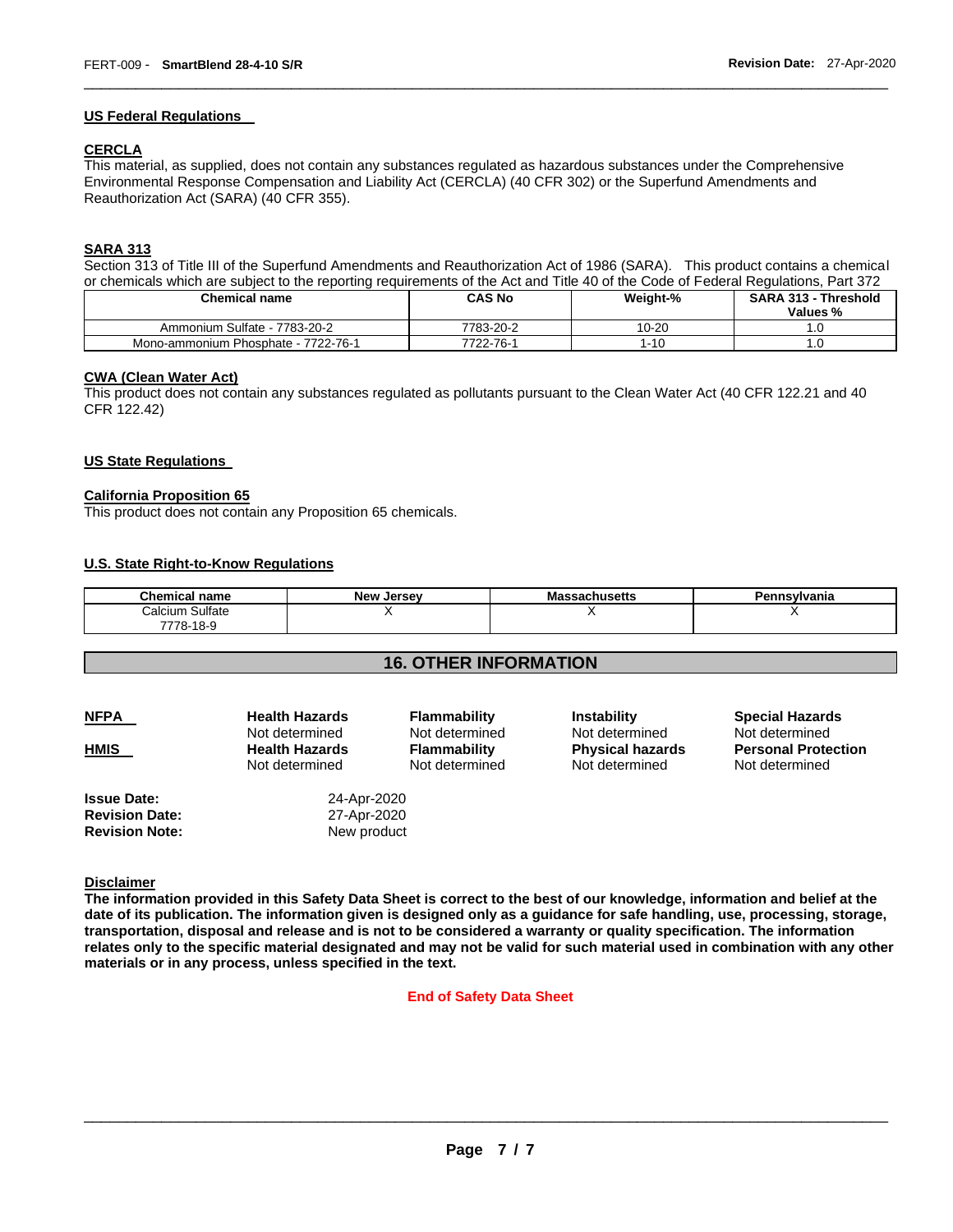### US Federal Regulations

#### CERCLA

This material, as supplied, does not contain any substances regulated as hazardous substances under the Comprehensive Environmental Response Compensation and Liability Act (CERCLA) (40 CFR 302) or the Superfund Amendments and Reauthorization Act (SARA) (40 CFR 355).

#### SARA 313

Section 313 of Title III of the Superfund Amendments and Reauthorization Act of 1986 (SARA). This product contains a chemical or chemicals which are subject to the reporting requirements of the Act and Title 40 of the Code of Federal Regulations, Part 372

| Chemical name | CAS No | Weight-% | SARA 313 - Threshold Values % |
|---|---|---|---|
| Ammonium Sulfate - 7783-20-2 | 7783-20-2 | 10-20 | 1.0 |
| Mono-ammonium Phosphate - 7722-76-1 | 7722-76-1 | 1-10 | 1.0 |

#### CWA (Clean Water Act)

This product does not contain any substances regulated as pollutants pursuant to the Clean Water Act (40 CFR 122.21 and 40 CFR 122.42)

### US State Regulations

#### California Proposition 65

This product does not contain any Proposition 65 chemicals.

#### U.S. State Right-to-Know Regulations

| Chemical name | New Jersey | Massachusetts | Pennsylvania |
|---|---|---|---|
| Calcium Sulfate 7778-18-9 | X | X | X |

## 16. OTHER INFORMATION

| | | | | |
|---|---|---|---|---|
| **NFPA** | **Health Hazards** Not determined | **Flammability** Not determined | **Instability** Not determined | **Special Hazards** Not determined |
| **HMIS** | **Health Hazards** Not determined | **Flammability** Not determined | **Physical hazards** Not determined | **Personal Protection** Not determined |

**Issue Date:** 24-Apr-2020
**Revision Date:** 27-Apr-2020
**Revision Note:** New product

#### Disclaimer

**The information provided in this Safety Data Sheet is correct to the best of our knowledge, information and belief at the date of its publication. The information given is designed only as a guidance for safe handling, use, processing, storage, transportation, disposal and release and is not to be considered a warranty or quality specification. The information relates only to the specific material designated and may not be valid for such material used in combination with any other materials or in any process, unless specified in the text.**

**End of Safety Data Sheet**